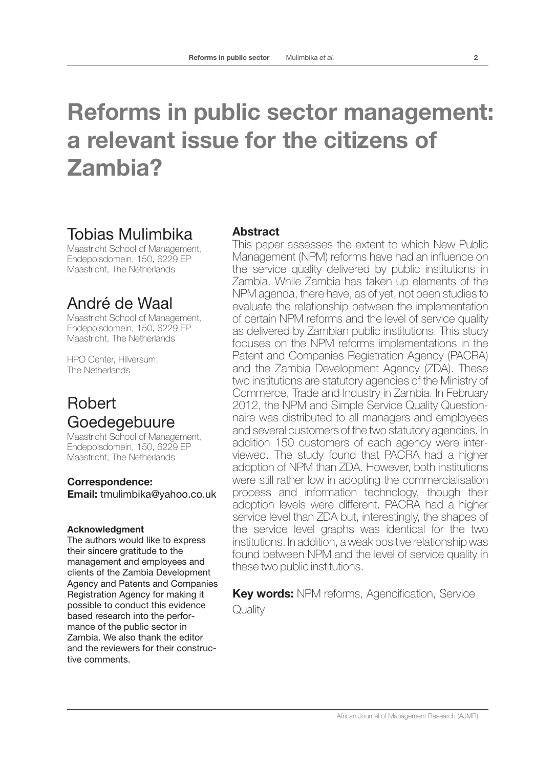# Reforms in public sector management: a relevant issue for the citizens of Zambia?

## Tobias Mulimbika

Maastricht School of Management, Endepolsdomein, 150, 6229 EP Maastricht, The Netherlands

## André de Waal

Maastricht School of Management, Endepolsdomein, 150, 6229 EP Maastricht, The Netherlands

HPO Center, Hilversum, The Netherlands

## Robert Goedegebuure

Maastricht School of Management, Endepolsdomein, 150, 6229 EP Maastricht, The Netherlands

**Correspondence:**
**Email:** tmulimbika@yahoo.co.uk

**Acknowledgment**

The authors would like to express their sincere gratitude to the management and employees and clients of the Zambia Development Agency and Patents and Companies Registration Agency for making it possible to conduct this evidence based research into the performance of the public sector in Zambia. We also thank the editor and the reviewers for their constructive comments.

### Abstract

This paper assesses the extent to which New Public Management (NPM) reforms have had an influence on the service quality delivered by public institutions in Zambia. While Zambia has taken up elements of the NPM agenda, there have, as of yet, not been studies to evaluate the relationship between the implementation of certain NPM reforms and the level of service quality as delivered by Zambian public institutions. This study focuses on the NPM reforms implementations in the Patent and Companies Registration Agency (PACRA) and the Zambia Development Agency (ZDA). These two institutions are statutory agencies of the Ministry of Commerce, Trade and Industry in Zambia. In February 2012, the NPM and Simple Service Quality Questionnaire was distributed to all managers and employees and several customers of the two statutory agencies. In addition 150 customers of each agency were interviewed. The study found that PACRA had a higher adoption of NPM than ZDA. However, both institutions were still rather low in adopting the commercialisation process and information technology, though their adoption levels were different. PACRA had a higher service level than ZDA but, interestingly, the shapes of the service level graphs was identical for the two institutions. In addition, a weak positive relationship was found between NPM and the level of service quality in these two public institutions.

**Key words:** NPM reforms, Agencification, Service Quality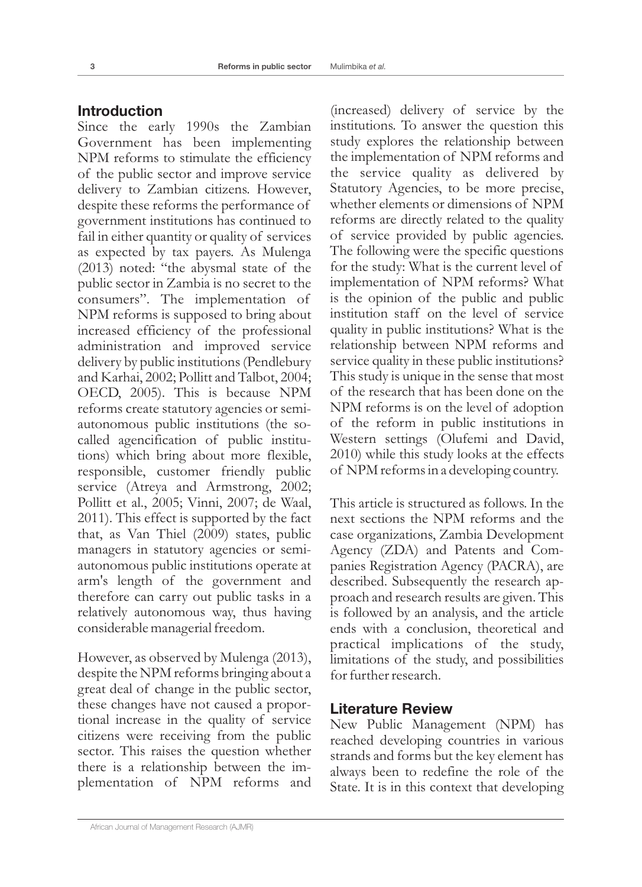## Introduction

Since the early 1990s the Zambian Government has been implementing NPM reforms to stimulate the efficiency of the public sector and improve service delivery to Zambian citizens. However, despite these reforms the performance of government institutions has continued to fail in either quantity or quality of services as expected by tax payers. As Mulenga (2013) noted: "the abysmal state of the public sector in Zambia is no secret to the consumers". The implementation of NPM reforms is supposed to bring about increased efficiency of the professional administration and improved service delivery by public institutions (Pendlebury and Karhai, 2002; Pollitt and Talbot, 2004; OECD, 2005). This is because NPM reforms create statutory agencies or semi-autonomous public institutions (the so-called agencification of public institutions) which bring about more flexible, responsible, customer friendly public service (Atreya and Armstrong, 2002; Pollitt et al., 2005; Vinni, 2007; de Waal, 2011). This effect is supported by the fact that, as Van Thiel (2009) states, public managers in statutory agencies or semi-autonomous public institutions operate at arm's length of the government and therefore can carry out public tasks in a relatively autonomous way, thus having considerable managerial freedom.

However, as observed by Mulenga (2013), despite the NPM reforms bringing about a great deal of change in the public sector, these changes have not caused a proportional increase in the quality of service citizens were receiving from the public sector. This raises the question whether there is a relationship between the implementation of NPM reforms and (increased) delivery of service by the institutions. To answer the question this study explores the relationship between the implementation of NPM reforms and the service quality as delivered by Statutory Agencies, to be more precise, whether elements or dimensions of NPM reforms are directly related to the quality of service provided by public agencies. The following were the specific questions for the study: What is the current level of implementation of NPM reforms? What is the opinion of the public and public institution staff on the level of service quality in public institutions? What is the relationship between NPM reforms and service quality in these public institutions? This study is unique in the sense that most of the research that has been done on the NPM reforms is on the level of adoption of the reform in public institutions in Western settings (Olufemi and David, 2010) while this study looks at the effects of NPM reforms in a developing country.

This article is structured as follows. In the next sections the NPM reforms and the case organizations, Zambia Development Agency (ZDA) and Patents and Companies Registration Agency (PACRA), are described. Subsequently the research approach and research results are given. This is followed by an analysis, and the article ends with a conclusion, theoretical and practical implications of the study, limitations of the study, and possibilities for further research.

## Literature Review

New Public Management (NPM) has reached developing countries in various strands and forms but the key element has always been to redefine the role of the State. It is in this context that developing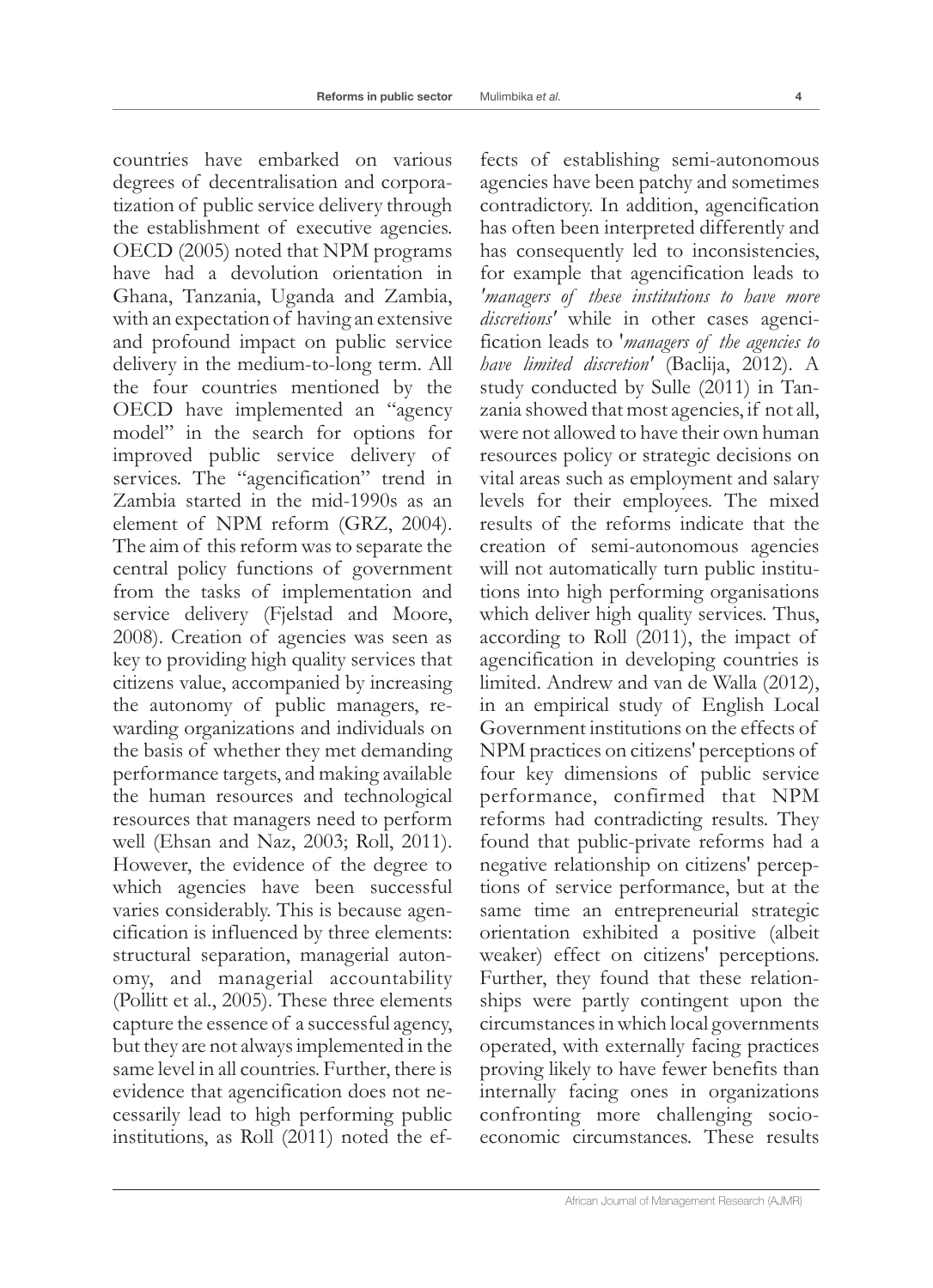countries have embarked on various degrees of decentralisation and corporatization of public service delivery through the establishment of executive agencies. OECD (2005) noted that NPM programs have had a devolution orientation in Ghana, Tanzania, Uganda and Zambia, with an expectation of having an extensive and profound impact on public service delivery in the medium-to-long term. All the four countries mentioned by the OECD have implemented an "agency model" in the search for options for improved public service delivery of services. The "agencification" trend in Zambia started in the mid-1990s as an element of NPM reform (GRZ, 2004). The aim of this reform was to separate the central policy functions of government from the tasks of implementation and service delivery (Fjelstad and Moore, 2008). Creation of agencies was seen as key to providing high quality services that citizens value, accompanied by increasing the autonomy of public managers, rewarding organizations and individuals on the basis of whether they met demanding performance targets, and making available the human resources and technological resources that managers need to perform well (Ehsan and Naz, 2003; Roll, 2011). However, the evidence of the degree to which agencies have been successful varies considerably. This is because agencification is influenced by three elements: structural separation, managerial autonomy, and managerial accountability (Pollitt et al., 2005). These three elements capture the essence of a successful agency, but they are not always implemented in the same level in all countries. Further, there is evidence that agencification does not necessarily lead to high performing public institutions, as Roll (2011) noted the effects of establishing semi-autonomous agencies have been patchy and sometimes contradictory. In addition, agencification has often been interpreted differently and has consequently led to inconsistencies, for example that agencification leads to *'managers of these institutions to have more discretions'* while in other cases agencification leads to '*managers of the agencies to have limited discretion'* (Baclija, 2012). A study conducted by Sulle (2011) in Tanzania showed that most agencies, if not all, were not allowed to have their own human resources policy or strategic decisions on vital areas such as employment and salary levels for their employees. The mixed results of the reforms indicate that the creation of semi-autonomous agencies will not automatically turn public institutions into high performing organisations which deliver high quality services. Thus, according to Roll (2011), the impact of agencification in developing countries is limited. Andrew and van de Walla (2012), in an empirical study of English Local Government institutions on the effects of NPM practices on citizens' perceptions of four key dimensions of public service performance, confirmed that NPM reforms had contradicting results. They found that public-private reforms had a negative relationship on citizens' perceptions of service performance, but at the same time an entrepreneurial strategic orientation exhibited a positive (albeit weaker) effect on citizens' perceptions. Further, they found that these relationships were partly contingent upon the circumstances in which local governments operated, with externally facing practices proving likely to have fewer benefits than internally facing ones in organizations confronting more challenging socio-economic circumstances. These results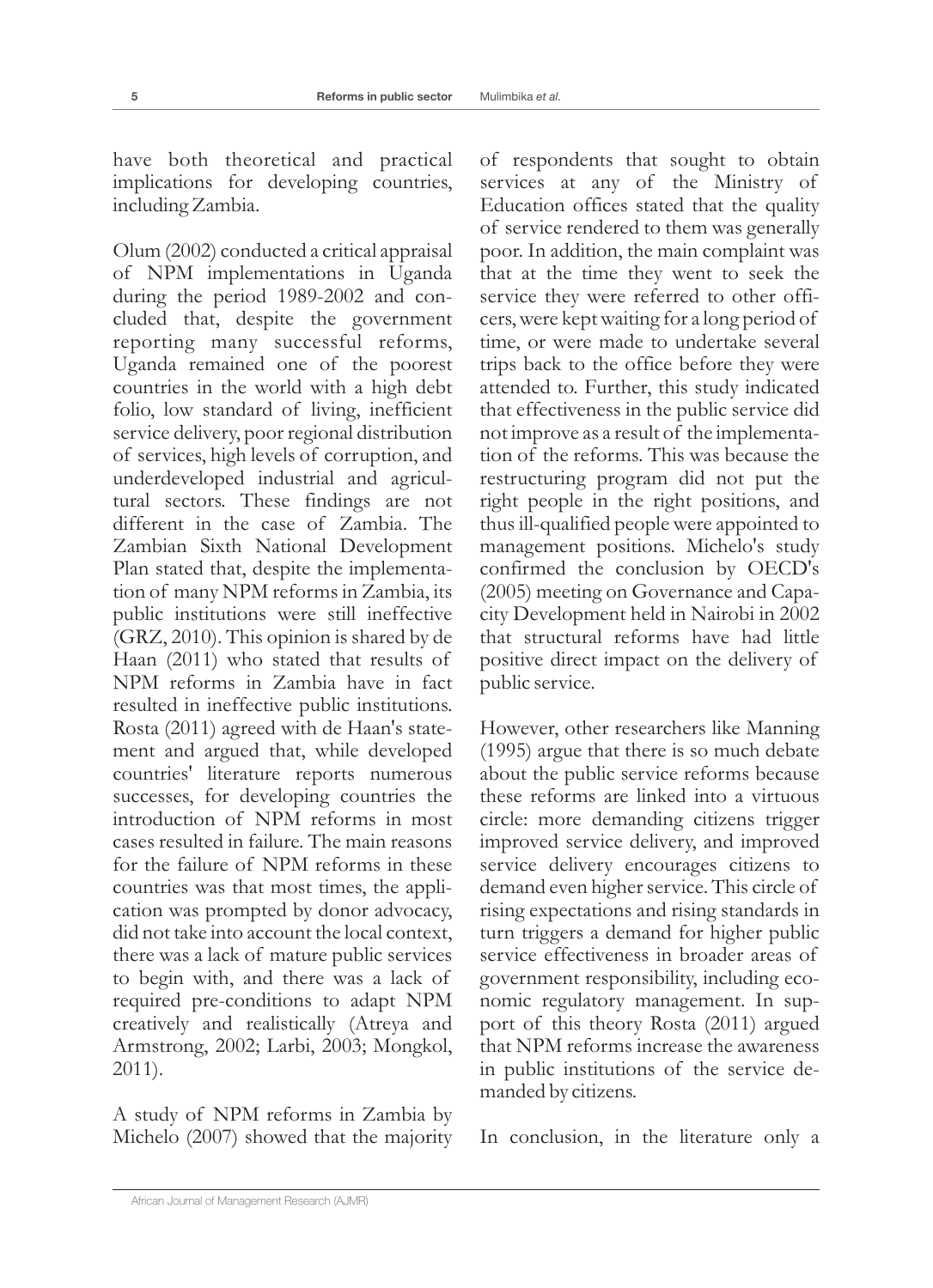have both theoretical and practical implications for developing countries, including Zambia.

Olum (2002) conducted a critical appraisal of NPM implementations in Uganda during the period 1989-2002 and concluded that, despite the government reporting many successful reforms, Uganda remained one of the poorest countries in the world with a high debt folio, low standard of living, inefficient service delivery, poor regional distribution of services, high levels of corruption, and underdeveloped industrial and agricultural sectors. These findings are not different in the case of Zambia. The Zambian Sixth National Development Plan stated that, despite the implementation of many NPM reforms in Zambia, its public institutions were still ineffective (GRZ, 2010). This opinion is shared by de Haan (2011) who stated that results of NPM reforms in Zambia have in fact resulted in ineffective public institutions. Rosta (2011) agreed with de Haan's statement and argued that, while developed countries' literature reports numerous successes, for developing countries the introduction of NPM reforms in most cases resulted in failure. The main reasons for the failure of NPM reforms in these countries was that most times, the application was prompted by donor advocacy, did not take into account the local context, there was a lack of mature public services to begin with, and there was a lack of required pre-conditions to adapt NPM creatively and realistically (Atreya and Armstrong, 2002; Larbi, 2003; Mongkol, 2011).

A study of NPM reforms in Zambia by Michelo (2007) showed that the majority of respondents that sought to obtain services at any of the Ministry of Education offices stated that the quality of service rendered to them was generally poor. In addition, the main complaint was that at the time they went to seek the service they were referred to other officers, were kept waiting for a long period of time, or were made to undertake several trips back to the office before they were attended to. Further, this study indicated that effectiveness in the public service did not improve as a result of the implementation of the reforms. This was because the restructuring program did not put the right people in the right positions, and thus ill-qualified people were appointed to management positions. Michelo's study confirmed the conclusion by OECD's (2005) meeting on Governance and Capacity Development held in Nairobi in 2002 that structural reforms have had little positive direct impact on the delivery of public service.

However, other researchers like Manning (1995) argue that there is so much debate about the public service reforms because these reforms are linked into a virtuous circle: more demanding citizens trigger improved service delivery, and improved service delivery encourages citizens to demand even higher service. This circle of rising expectations and rising standards in turn triggers a demand for higher public service effectiveness in broader areas of government responsibility, including economic regulatory management. In support of this theory Rosta (2011) argued that NPM reforms increase the awareness in public institutions of the service demanded by citizens.

In conclusion, in the literature only a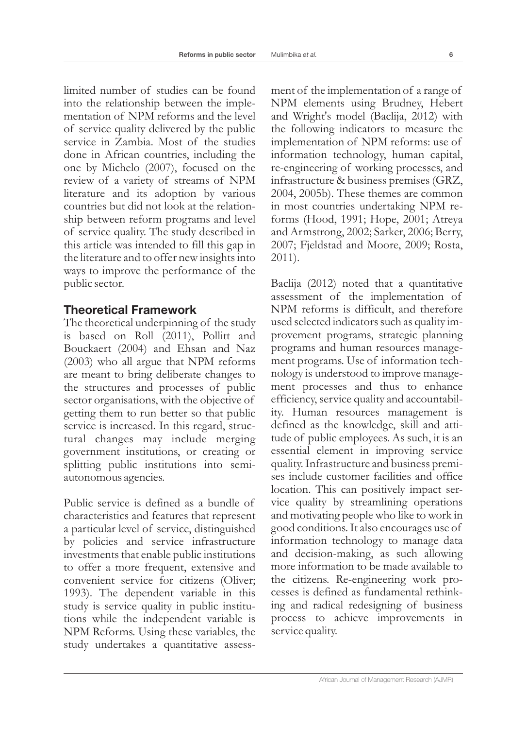limited number of studies can be found into the relationship between the implementation of NPM reforms and the level of service quality delivered by the public service in Zambia. Most of the studies done in African countries, including the one by Michelo (2007), focused on the review of a variety of streams of NPM literature and its adoption by various countries but did not look at the relationship between reform programs and level of service quality. The study described in this article was intended to fill this gap in the literature and to offer new insights into ways to improve the performance of the public sector.

## Theoretical Framework

The theoretical underpinning of the study is based on Roll (2011), Pollitt and Bouckaert (2004) and Ehsan and Naz (2003) who all argue that NPM reforms are meant to bring deliberate changes to the structures and processes of public sector organisations, with the objective of getting them to run better so that public service is increased. In this regard, structural changes may include merging government institutions, or creating or splitting public institutions into semi-autonomous agencies.

Public service is defined as a bundle of characteristics and features that represent a particular level of service, distinguished by policies and service infrastructure investments that enable public institutions to offer a more frequent, extensive and convenient service for citizens (Oliver; 1993). The dependent variable in this study is service quality in public institutions while the independent variable is NPM Reforms. Using these variables, the study undertakes a quantitative assessment of the implementation of a range of NPM elements using Brudney, Hebert and Wright's model (Baclija, 2012) with the following indicators to measure the implementation of NPM reforms: use of information technology, human capital, re-engineering of working processes, and infrastructure & business premises (GRZ, 2004, 2005b). These themes are common in most countries undertaking NPM reforms (Hood, 1991; Hope, 2001; Atreya and Armstrong, 2002; Sarker, 2006; Berry, 2007; Fjeldstad and Moore, 2009; Rosta, 2011).

Baclija (2012) noted that a quantitative assessment of the implementation of NPM reforms is difficult, and therefore used selected indicators such as quality improvement programs, strategic planning programs and human resources management programs. Use of information technology is understood to improve management processes and thus to enhance efficiency, service quality and accountability. Human resources management is defined as the knowledge, skill and attitude of public employees. As such, it is an essential element in improving service quality. Infrastructure and business premises include customer facilities and office location. This can positively impact service quality by streamlining operations and motivating people who like to work in good conditions. It also encourages use of information technology to manage data and decision-making, as such allowing more information to be made available to the citizens. Re-engineering work processes is defined as fundamental rethinking and radical redesigning of business process to achieve improvements in service quality.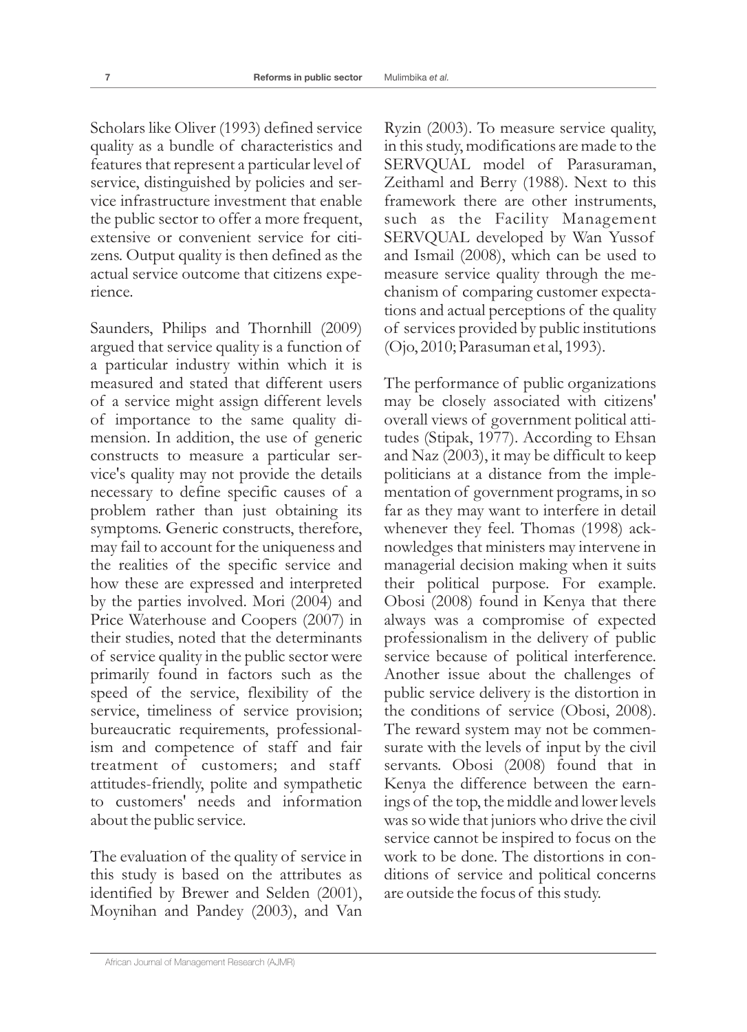Scholars like Oliver (1993) defined service quality as a bundle of characteristics and features that represent a particular level of service, distinguished by policies and service infrastructure investment that enable the public sector to offer a more frequent, extensive or convenient service for citizens. Output quality is then defined as the actual service outcome that citizens experience.

Saunders, Philips and Thornhill (2009) argued that service quality is a function of a particular industry within which it is measured and stated that different users of a service might assign different levels of importance to the same quality dimension. In addition, the use of generic constructs to measure a particular service's quality may not provide the details necessary to define specific causes of a problem rather than just obtaining its symptoms. Generic constructs, therefore, may fail to account for the uniqueness and the realities of the specific service and how these are expressed and interpreted by the parties involved. Mori (2004) and Price Waterhouse and Coopers (2007) in their studies, noted that the determinants of service quality in the public sector were primarily found in factors such as the speed of the service, flexibility of the service, timeliness of service provision; bureaucratic requirements, professionalism and competence of staff and fair treatment of customers; and staff attitudes-friendly, polite and sympathetic to customers' needs and information about the public service.

The evaluation of the quality of service in this study is based on the attributes as identified by Brewer and Selden (2001), Moynihan and Pandey (2003), and Van Ryzin (2003). To measure service quality, in this study, modifications are made to the SERVQUAL model of Parasuraman, Zeithaml and Berry (1988). Next to this framework there are other instruments, such as the Facility Management SERVQUAL developed by Wan Yussof and Ismail (2008), which can be used to measure service quality through the mechanism of comparing customer expectations and actual perceptions of the quality of services provided by public institutions (Ojo, 2010; Parasuman et al, 1993).

The performance of public organizations may be closely associated with citizens' overall views of government political attitudes (Stipak, 1977). According to Ehsan and Naz (2003), it may be difficult to keep politicians at a distance from the implementation of government programs, in so far as they may want to interfere in detail whenever they feel. Thomas (1998) acknowledges that ministers may intervene in managerial decision making when it suits their political purpose. For example. Obosi (2008) found in Kenya that there always was a compromise of expected professionalism in the delivery of public service because of political interference. Another issue about the challenges of public service delivery is the distortion in the conditions of service (Obosi, 2008). The reward system may not be commensurate with the levels of input by the civil servants. Obosi (2008) found that in Kenya the difference between the earnings of the top, the middle and lower levels was so wide that juniors who drive the civil service cannot be inspired to focus on the work to be done. The distortions in conditions of service and political concerns are outside the focus of this study.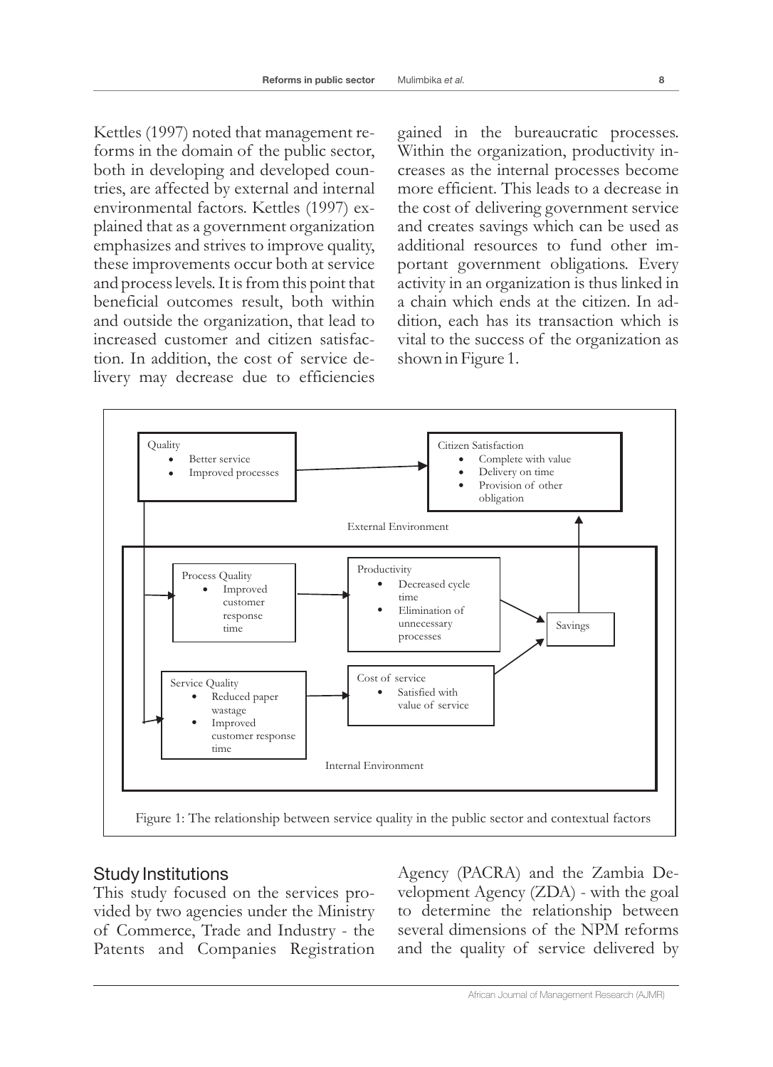Kettles (1997) noted that management reforms in the domain of the public sector, both in developing and developed countries, are affected by external and internal environmental factors. Kettles (1997) explained that as a government organization emphasizes and strives to improve quality, these improvements occur both at service and process levels. It is from this point that beneficial outcomes result, both within and outside the organization, that lead to increased customer and citizen satisfaction. In addition, the cost of service delivery may decrease due to efficiencies gained in the bureaucratic processes. Within the organization, productivity increases as the internal processes become more efficient. This leads to a decrease in the cost of delivering government service and creates savings which can be used as additional resources to fund other important government obligations. Every activity in an organization is thus linked in a chain which ends at the citizen. In addition, each has its transaction which is vital to the success of the organization as shown in Figure 1.

External Environment

- Quality
  - Better service
  - Improved processes
- Citizen Satisfaction
  - Complete with value
  - Delivery on time
  - Provision of other obligation

Internal Environment

- Process Quality
  - Improved customer response time
- Productivity
  - Decreased cycle time
  - Elimination of unnecessary processes
- Service Quality
  - Reduced paper wastage
  - Improved customer response time
- Cost of service
  - Satisfied with value of service
- Savings

Figure 1: The relationship between service quality in the public sector and contextual factors

## Study Institutions

This study focused on the services provided by two agencies under the Ministry of Commerce, Trade and Industry - the Patents and Companies Registration Agency (PACRA) and the Zambia Development Agency (ZDA) - with the goal to determine the relationship between several dimensions of the NPM reforms and the quality of service delivered by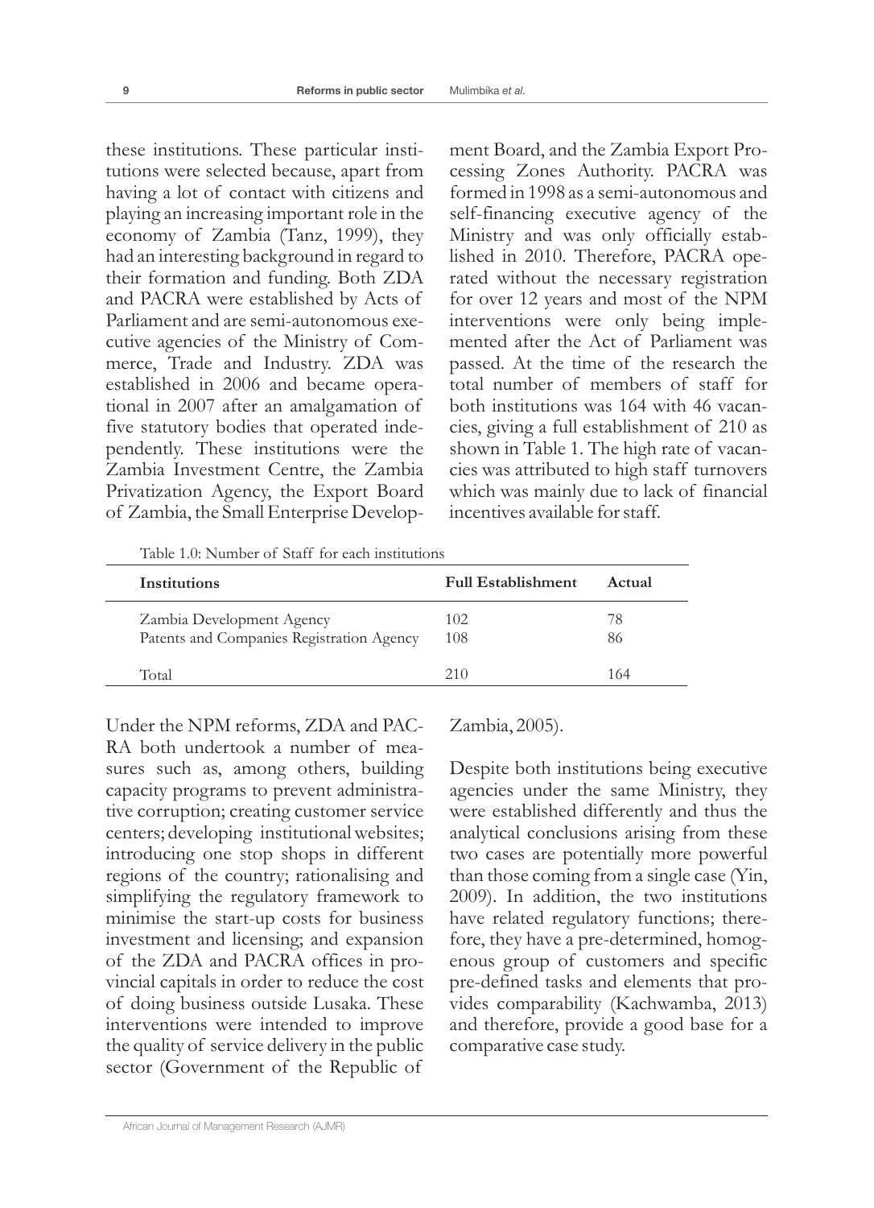these institutions. These particular institutions were selected because, apart from having a lot of contact with citizens and playing an increasing important role in the economy of Zambia (Tanz, 1999), they had an interesting background in regard to their formation and funding. Both ZDA and PACRA were established by Acts of Parliament and are semi-autonomous executive agencies of the Ministry of Commerce, Trade and Industry. ZDA was established in 2006 and became operational in 2007 after an amalgamation of five statutory bodies that operated independently. These institutions were the Zambia Investment Centre, the Zambia Privatization Agency, the Export Board of Zambia, the Small Enterprise Development Board, and the Zambia Export Processing Zones Authority. PACRA was formed in 1998 as a semi-autonomous and self-financing executive agency of the Ministry and was only officially established in 2010. Therefore, PACRA operated without the necessary registration for over 12 years and most of the NPM interventions were only being implemented after the Act of Parliament was passed. At the time of the research the total number of members of staff for both institutions was 164 with 46 vacancies, giving a full establishment of 210 as shown in Table 1. The high rate of vacancies was attributed to high staff turnovers which was mainly due to lack of financial incentives available for staff.

Table 1.0: Number of Staff for each institutions

| Institutions | Full Establishment | Actual |
| --- | --- | --- |
| Zambia Development Agency | 102 | 78 |
| Patents and Companies Registration Agency | 108 | 86 |
| Total | 210 | 164 |

Under the NPM reforms, ZDA and PACRA both undertook a number of measures such as, among others, building capacity programs to prevent administrative corruption; creating customer service centers; developing institutional websites; introducing one stop shops in different regions of the country; rationalising and simplifying the regulatory framework to minimise the start-up costs for business investment and licensing; and expansion of the ZDA and PACRA offices in provincial capitals in order to reduce the cost of doing business outside Lusaka. These interventions were intended to improve the quality of service delivery in the public sector (Government of the Republic of Zambia, 2005).

Despite both institutions being executive agencies under the same Ministry, they were established differently and thus the analytical conclusions arising from these two cases are potentially more powerful than those coming from a single case (Yin, 2009). In addition, the two institutions have related regulatory functions; therefore, they have a pre-determined, homogenous group of customers and specific pre-defined tasks and elements that provides comparability (Kachwamba, 2013) and therefore, provide a good base for a comparative case study.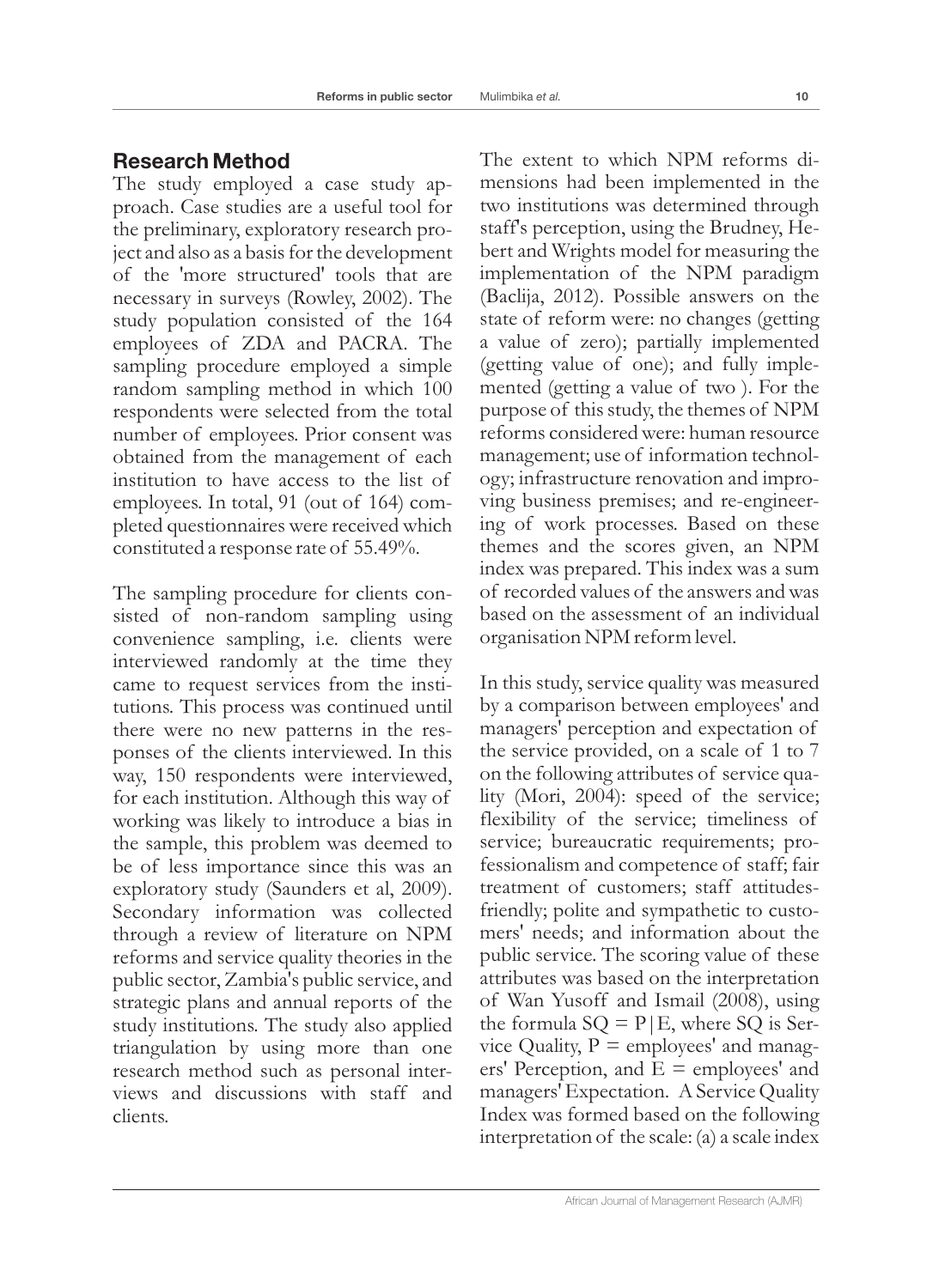## Research Method

The study employed a case study approach. Case studies are a useful tool for the preliminary, exploratory research project and also as a basis for the development of the 'more structured' tools that are necessary in surveys (Rowley, 2002). The study population consisted of the 164 employees of ZDA and PACRA. The sampling procedure employed a simple random sampling method in which 100 respondents were selected from the total number of employees. Prior consent was obtained from the management of each institution to have access to the list of employees. In total, 91 (out of 164) completed questionnaires were received which constituted a response rate of 55.49%.

The sampling procedure for clients consisted of non-random sampling using convenience sampling, i.e. clients were interviewed randomly at the time they came to request services from the institutions. This process was continued until there were no new patterns in the responses of the clients interviewed. In this way, 150 respondents were interviewed, for each institution. Although this way of working was likely to introduce a bias in the sample, this problem was deemed to be of less importance since this was an exploratory study (Saunders et al, 2009). Secondary information was collected through a review of literature on NPM reforms and service quality theories in the public sector, Zambia's public service, and strategic plans and annual reports of the study institutions. The study also applied triangulation by using more than one research method such as personal interviews and discussions with staff and clients.

The extent to which NPM reforms dimensions had been implemented in the two institutions was determined through staff's perception, using the Brudney, Hebert and Wrights model for measuring the implementation of the NPM paradigm (Baclija, 2012). Possible answers on the state of reform were: no changes (getting a value of zero); partially implemented (getting value of one); and fully implemented (getting a value of two ). For the purpose of this study, the themes of NPM reforms considered were: human resource management; use of information technology; infrastructure renovation and improving business premises; and re-engineering of work processes. Based on these themes and the scores given, an NPM index was prepared. This index was a sum of recorded values of the answers and was based on the assessment of an individual organisation NPM reform level.

In this study, service quality was measured by a comparison between employees' and managers' perception and expectation of the service provided, on a scale of 1 to 7 on the following attributes of service quality (Mori, 2004): speed of the service; flexibility of the service; timeliness of service; bureaucratic requirements; professionalism and competence of staff; fair treatment of customers; staff attitudes-friendly; polite and sympathetic to customers' needs; and information about the public service. The scoring value of these attributes was based on the interpretation of Wan Yusoff and Ismail (2008), using the formula $SQ = P|E$, where SQ is Service Quality, $P$ = employees' and managers' Perception, and $E$ = employees' and managers' Expectation. A Service Quality Index was formed based on the following interpretation of the scale: (a) a scale index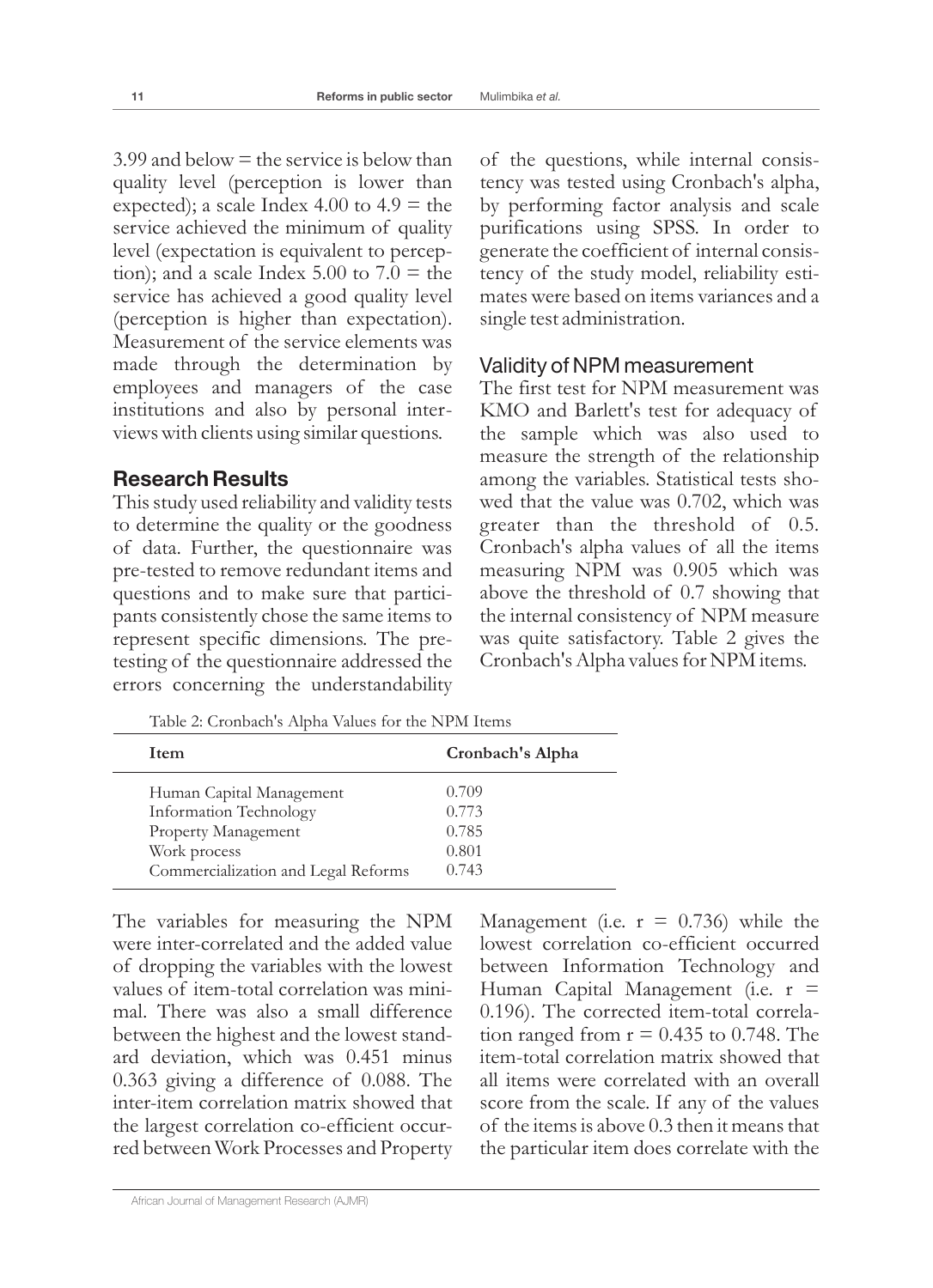3.99 and below = the service is below than quality level (perception is lower than expected); a scale Index 4.00 to 4.9 = the service achieved the minimum of quality level (expectation is equivalent to perception); and a scale Index 5.00 to 7.0 = the service has achieved a good quality level (perception is higher than expectation). Measurement of the service elements was made through the determination by employees and managers of the case institutions and also by personal interviews with clients using similar questions.

## Research Results

This study used reliability and validity tests to determine the quality or the goodness of data. Further, the questionnaire was pre-tested to remove redundant items and questions and to make sure that participants consistently chose the same items to represent specific dimensions. The pre-testing of the questionnaire addressed the errors concerning the understandability of the questions, while internal consistency was tested using Cronbach's alpha, by performing factor analysis and scale purifications using SPSS. In order to generate the coefficient of internal consistency of the study model, reliability estimates were based on items variances and a single test administration.

### Validity of NPM measurement

The first test for NPM measurement was KMO and Barlett's test for adequacy of the sample which was also used to measure the strength of the relationship among the variables. Statistical tests showed that the value was 0.702, which was greater than the threshold of 0.5. Cronbach's alpha values of all the items measuring NPM was 0.905 which was above the threshold of 0.7 showing that the internal consistency of NPM measure was quite satisfactory. Table 2 gives the Cronbach's Alpha values for NPM items.

Table 2: Cronbach's Alpha Values for the NPM Items

| Item | Cronbach's Alpha |
|---|---|
| Human Capital Management | 0.709 |
| Information Technology | 0.773 |
| Property Management | 0.785 |
| Work process | 0.801 |
| Commercialization and Legal Reforms | 0.743 |

The variables for measuring the NPM were inter-correlated and the added value of dropping the variables with the lowest values of item-total correlation was minimal. There was also a small difference between the highest and the lowest standard deviation, which was 0.451 minus 0.363 giving a difference of 0.088. The inter-item correlation matrix showed that the largest correlation co-efficient occurred between Work Processes and Property Management (i.e. $r = 0.736$) while the lowest correlation co-efficient occurred between Information Technology and Human Capital Management (i.e. $r = 0.196$). The corrected item-total correlation ranged from $r = 0.435$ to 0.748. The item-total correlation matrix showed that all items were correlated with an overall score from the scale. If any of the values of the items is above 0.3 then it means that the particular item does correlate with the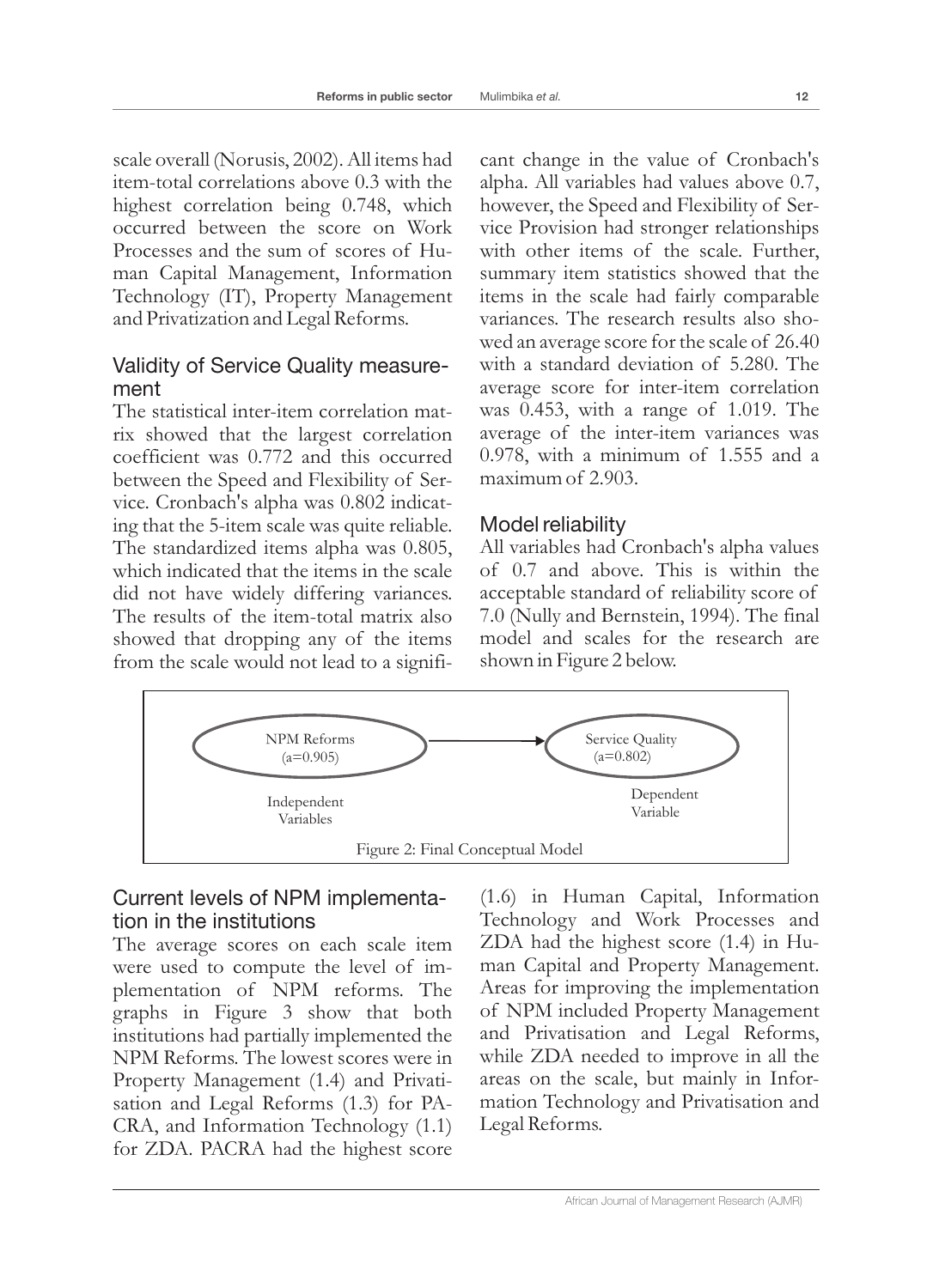scale overall (Norusis, 2002). All items had item-total correlations above 0.3 with the highest correlation being 0.748, which occurred between the score on Work Processes and the sum of scores of Human Capital Management, Information Technology (IT), Property Management and Privatization and Legal Reforms.

## Validity of Service Quality measurement

The statistical inter-item correlation matrix showed that the largest correlation coefficient was 0.772 and this occurred between the Speed and Flexibility of Service. Cronbach's alpha was 0.802 indicating that the 5-item scale was quite reliable. The standardized items alpha was 0.805, which indicated that the items in the scale did not have widely differing variances. The results of the item-total matrix also showed that dropping any of the items from the scale would not lead to a significant change in the value of Cronbach's alpha. All variables had values above 0.7, however, the Speed and Flexibility of Service Provision had stronger relationships with other items of the scale. Further, summary item statistics showed that the items in the scale had fairly comparable variances. The research results also showed an average score for the scale of 26.40 with a standard deviation of 5.280. The average score for inter-item correlation was 0.453, with a range of 1.019. The average of the inter-item variances was 0.978, with a minimum of 1.555 and a maximum of 2.903.

## Model reliability

All variables had Cronbach's alpha values of 0.7 and above. This is within the acceptable standard of reliability score of 7.0 (Nully and Bernstein, 1994). The final model and scales for the research are shown in Figure 2 below.

NPM Reforms (a=0.905) → Service Quality (a=0.802)

Independent Variables — Dependent Variable

Figure 2: Final Conceptual Model

## Current levels of NPM implementation in the institutions

The average scores on each scale item were used to compute the level of implementation of NPM reforms. The graphs in Figure 3 show that both institutions had partially implemented the NPM Reforms. The lowest scores were in Property Management (1.4) and Privatisation and Legal Reforms (1.3) for PACRA, and Information Technology (1.1) for ZDA. PACRA had the highest score (1.6) in Human Capital, Information Technology and Work Processes and ZDA had the highest score (1.4) in Human Capital and Property Management. Areas for improving the implementation of NPM included Property Management and Privatisation and Legal Reforms, while ZDA needed to improve in all the areas on the scale, but mainly in Information Technology and Privatisation and Legal Reforms.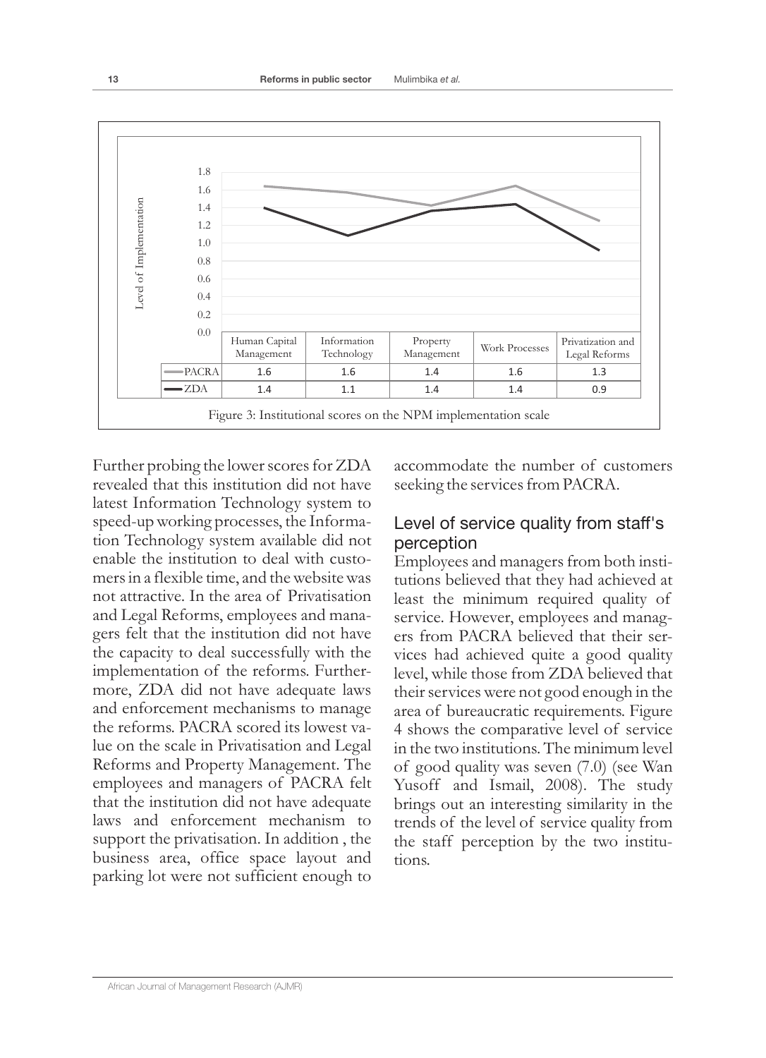| | Human Capital Management | Information Technology | Property Management | Work Processes | Privatization and Legal Reforms |
|---|---|---|---|---|---|
| PACRA | 1.6 | 1.6 | 1.4 | 1.6 | 1.3 |
| ZDA | 1.4 | 1.1 | 1.4 | 1.4 | 0.9 |

Figure 3: Institutional scores on the NPM implementation scale

Further probing the lower scores for ZDA revealed that this institution did not have latest Information Technology system to speed-up working processes, the Information Technology system available did not enable the institution to deal with customers in a flexible time, and the website was not attractive. In the area of Privatisation and Legal Reforms, employees and managers felt that the institution did not have the capacity to deal successfully with the implementation of the reforms. Furthermore, ZDA did not have adequate laws and enforcement mechanisms to manage the reforms. PACRA scored its lowest value on the scale in Privatisation and Legal Reforms and Property Management. The employees and managers of PACRA felt that the institution did not have adequate laws and enforcement mechanism to support the privatisation. In addition , the business area, office space layout and parking lot were not sufficient enough to accommodate the number of customers seeking the services from PACRA.

## Level of service quality from staff's perception

Employees and managers from both institutions believed that they had achieved at least the minimum required quality of service. However, employees and managers from PACRA believed that their services had achieved quite a good quality level, while those from ZDA believed that their services were not good enough in the area of bureaucratic requirements. Figure 4 shows the comparative level of service in the two institutions. The minimum level of good quality was seven (7.0) (see Wan Yusoff and Ismail, 2008). The study brings out an interesting similarity in the trends of the level of service quality from the staff perception by the two institutions.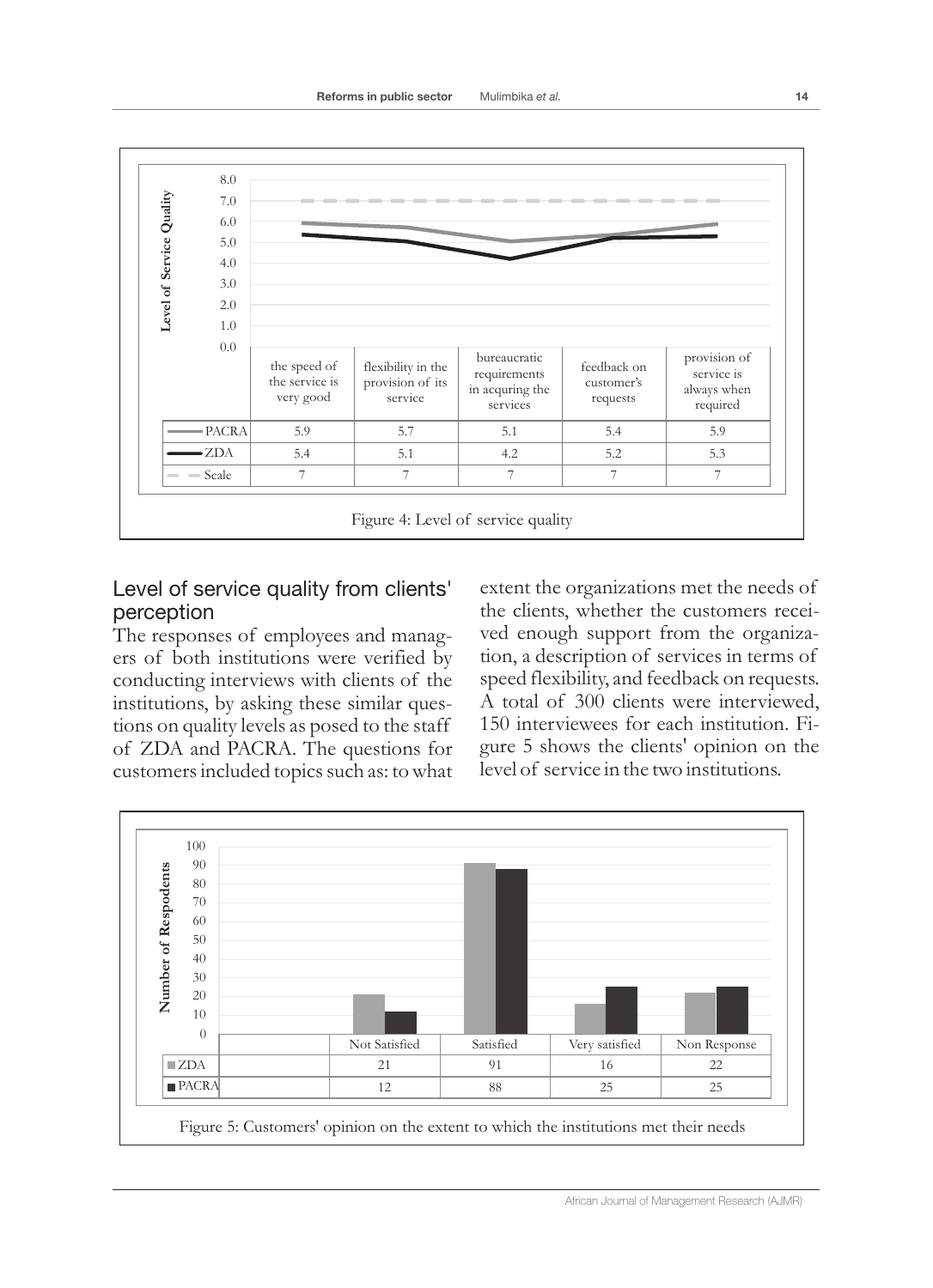| | the speed of the service is very good | flexibility in the provision of its service | bureaucratic requirements in acquring the services | feedback on customer's requests | provision of service is always when required |
|---|---|---|---|---|---|
| PACRA | 5.9 | 5.7 | 5.1 | 5.4 | 5.9 |
| ZDA | 5.4 | 5.1 | 4.2 | 5.2 | 5.3 |
| Scale | 7 | 7 | 7 | 7 | 7 |

Figure 4: Level of service quality

## Level of service quality from clients' perception

The responses of employees and managers of both institutions were verified by conducting interviews with clients of the institutions, by asking these similar questions on quality levels as posed to the staff of ZDA and PACRA. The questions for customers included topics such as: to what extent the organizations met the needs of the clients, whether the customers received enough support from the organization, a description of services in terms of speed flexibility, and feedback on requests. A total of 300 clients were interviewed, 150 interviewees for each institution. Figure 5 shows the clients' opinion on the level of service in the two institutions.

| | Not Satisfied | Satisfied | Very satisfied | Non Response |
|---|---|---|---|---|
| ZDA | 21 | 91 | 16 | 22 |
| PACRA | 12 | 88 | 25 | 25 |

Figure 5: Customers' opinion on the extent to which the institutions met their needs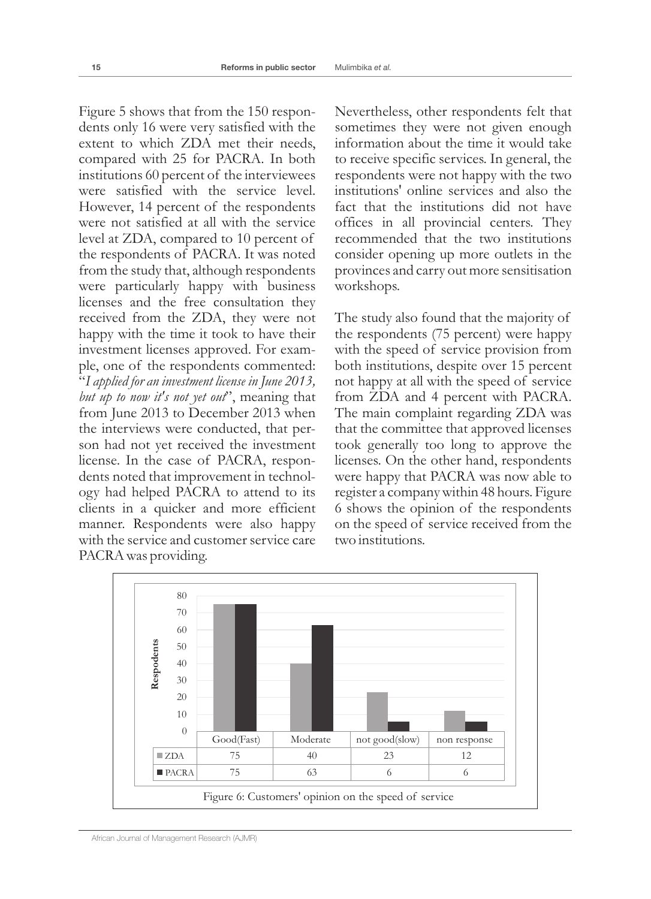Figure 5 shows that from the 150 respondents only 16 were very satisfied with the extent to which ZDA met their needs, compared with 25 for PACRA. In both institutions 60 percent of the interviewees were satisfied with the service level. However, 14 percent of the respondents were not satisfied at all with the service level at ZDA, compared to 10 percent of the respondents of PACRA. It was noted from the study that, although respondents were particularly happy with business licenses and the free consultation they received from the ZDA, they were not happy with the time it took to have their investment licenses approved. For example, one of the respondents commented: "*I applied for an investment license in June 2013, but up to now it's not yet out*", meaning that from June 2013 to December 2013 when the interviews were conducted, that person had not yet received the investment license. In the case of PACRA, respondents noted that improvement in technology had helped PACRA to attend to its clients in a quicker and more efficient manner. Respondents were also happy with the service and customer service care PACRA was providing.

Nevertheless, other respondents felt that sometimes they were not given enough information about the time it would take to receive specific services. In general, the respondents were not happy with the two institutions' online services and also the fact that the institutions did not have offices in all provincial centers. They recommended that the two institutions consider opening up more outlets in the provinces and carry out more sensitisation workshops.

The study also found that the majority of the respondents (75 percent) were happy with the speed of service provision from both institutions, despite over 15 percent not happy at all with the speed of service from ZDA and 4 percent with PACRA. The main complaint regarding ZDA was that the committee that approved licenses took generally too long to approve the licenses. On the other hand, respondents were happy that PACRA was now able to register a company within 48 hours. Figure 6 shows the opinion of the respondents on the speed of service received from the two institutions.

| | Good(Fast) | Moderate | not good(slow) | non response |
|---|---|---|---|---|
| ZDA | 75 | 40 | 23 | 12 |
| PACRA | 75 | 63 | 6 | 6 |

Figure 6: Customers' opinion on the speed of service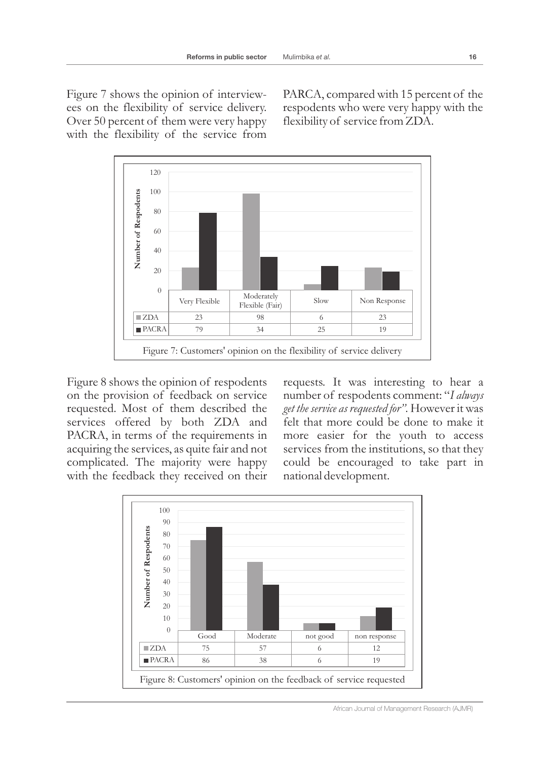Figure 7 shows the opinion of interviewees on the flexibility of service delivery. Over 50 percent of them were very happy with the flexibility of the service from PARCA, compared with 15 percent of the respodents who were very happy with the flexibility of service from ZDA.

| | Very Flexible | Moderately Flexible (Fair) | Slow | Non Response |
|---|---|---|---|---|
| ZDA | 23 | 98 | 6 | 23 |
| PACRA | 79 | 34 | 25 | 19 |

Figure 7: Customers' opinion on the flexibility of service delivery

Figure 8 shows the opinion of respodents on the provision of feedback on service requested. Most of them described the services offered by both ZDA and PACRA, in terms of the requirements in acquiring the services, as quite fair and not complicated. The majority were happy with the feedback they received on their requests. It was interesting to hear a number of respodents comment: "*I always get the service as requested for"*. However it was felt that more could be done to make it more easier for the youth to access services from the institutions, so that they could be encouraged to take part in national development.

| | Good | Moderate | not good | non response |
|---|---|---|---|---|
| ZDA | 75 | 57 | 6 | 12 |
| PACRA | 86 | 38 | 6 | 19 |

Figure 8: Customers' opinion on the feedback of service requested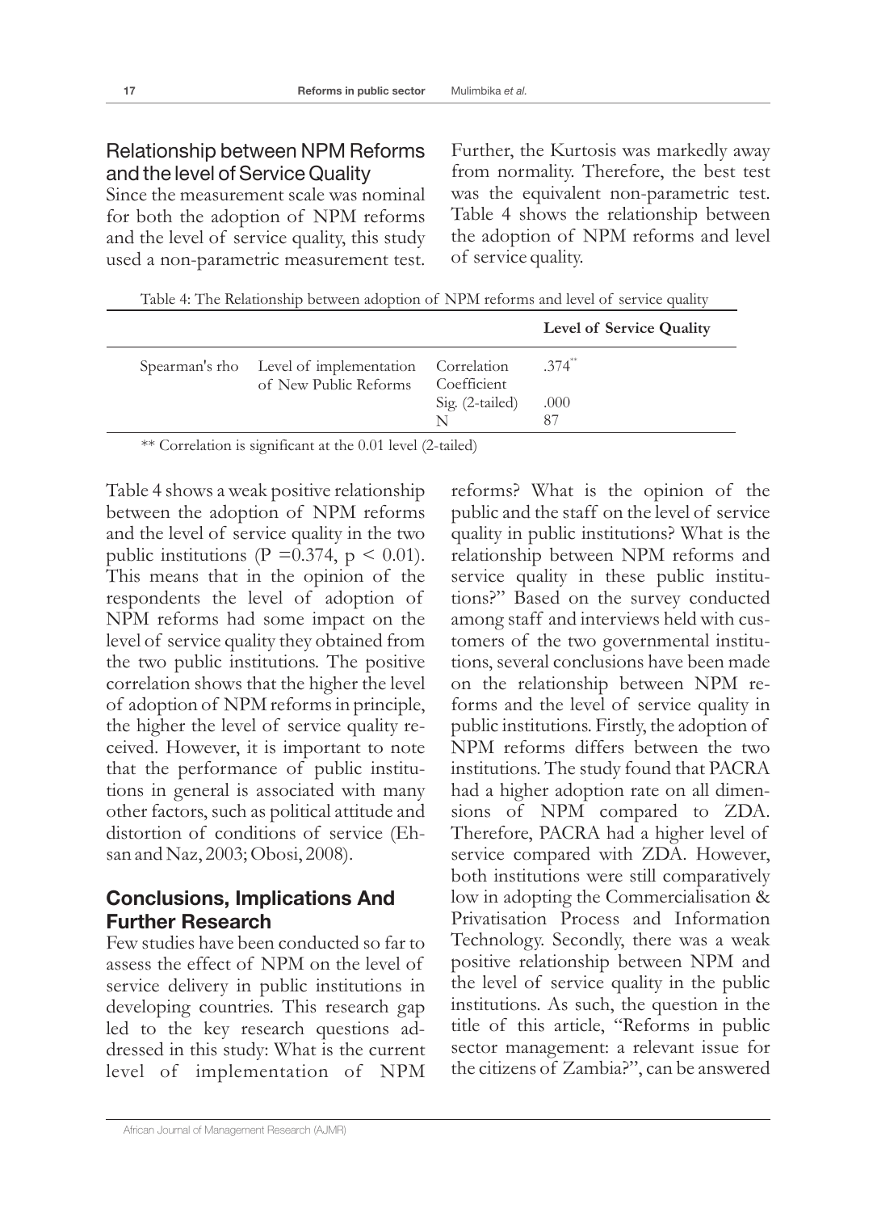## Relationship between NPM Reforms and the level of Service Quality

Since the measurement scale was nominal for both the adoption of NPM reforms and the level of service quality, this study used a non-parametric measurement test. Further, the Kurtosis was markedly away from normality. Therefore, the best test was the equivalent non-parametric test. Table 4 shows the relationship between the adoption of NPM reforms and level of service quality.

Table 4: The Relationship between adoption of NPM reforms and level of service quality

| | | | Level of Service Quality |
|---|---|---|---|
| Spearman's rho | Level of implementation of New Public Reforms | Correlation Coefficient | .374** |
| | | Sig. (2-tailed) | .000 |
| | | N | 87 |

** Correlation is significant at the 0.01 level (2-tailed)

Table 4 shows a weak positive relationship between the adoption of NPM reforms and the level of service quality in the two public institutions ($P = 0.374$, $p < 0.01$). This means that in the opinion of the respondents the level of adoption of NPM reforms had some impact on the level of service quality they obtained from the two public institutions. The positive correlation shows that the higher the level of adoption of NPM reforms in principle, the higher the level of service quality received. However, it is important to note that the performance of public institutions in general is associated with many other factors, such as political attitude and distortion of conditions of service (Ehsan and Naz, 2003; Obosi, 2008).

## Conclusions, Implications And Further Research

Few studies have been conducted so far to assess the effect of NPM on the level of service delivery in public institutions in developing countries. This research gap led to the key research questions addressed in this study: What is the current level of implementation of NPM reforms? What is the opinion of the public and the staff on the level of service quality in public institutions? What is the relationship between NPM reforms and service quality in these public institutions?" Based on the survey conducted among staff and interviews held with customers of the two governmental institutions, several conclusions have been made on the relationship between NPM reforms and the level of service quality in public institutions. Firstly, the adoption of NPM reforms differs between the two institutions. The study found that PACRA had a higher adoption rate on all dimensions of NPM compared to ZDA. Therefore, PACRA had a higher level of service compared with ZDA. However, both institutions were still comparatively low in adopting the Commercialisation & Privatisation Process and Information Technology. Secondly, there was a weak positive relationship between NPM and the level of service quality in the public institutions. As such, the question in the title of this article, "Reforms in public sector management: a relevant issue for the citizens of Zambia?", can be answered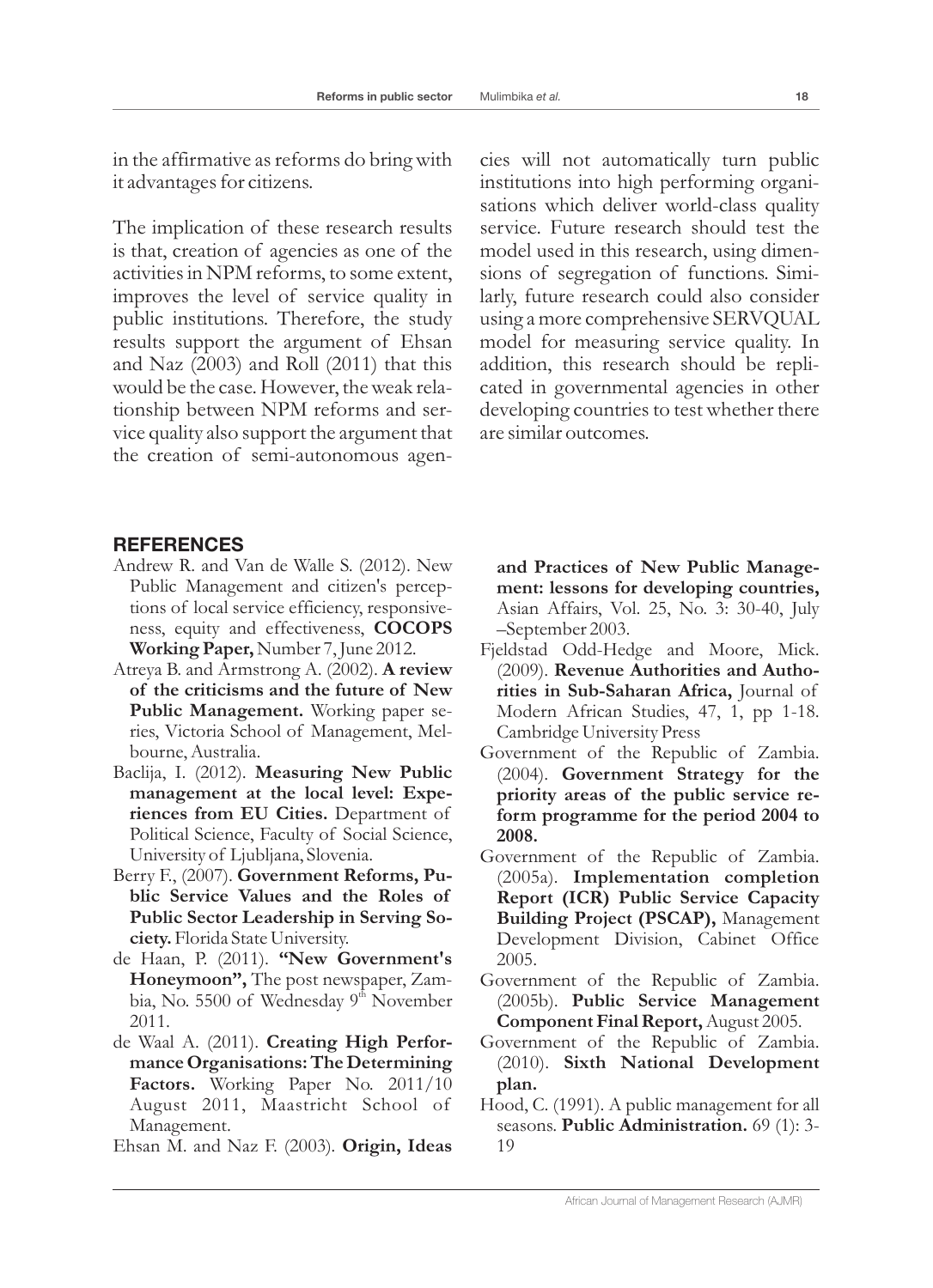in the affirmative as reforms do bring with it advantages for citizens.

The implication of these research results is that, creation of agencies as one of the activities in NPM reforms, to some extent, improves the level of service quality in public institutions. Therefore, the study results support the argument of Ehsan and Naz (2003) and Roll (2011) that this would be the case. However, the weak relationship between NPM reforms and service quality also support the argument that the creation of semi-autonomous agencies will not automatically turn public institutions into high performing organisations which deliver world-class quality service. Future research should test the model used in this research, using dimensions of segregation of functions. Similarly, future research could also consider using a more comprehensive SERVQUAL model for measuring service quality. In addition, this research should be replicated in governmental agencies in other developing countries to test whether there are similar outcomes.

## REFERENCES

Andrew R. and Van de Walle S. (2012). New Public Management and citizen's perceptions of local service efficiency, responsiveness, equity and effectiveness, **COCOPS Working Paper,** Number 7, June 2012.

Atreya B. and Armstrong A. (2002). **A review of the criticisms and the future of New Public Management.** Working paper series, Victoria School of Management, Melbourne, Australia.

Baclija, I. (2012). **Measuring New Public management at the local level: Experiences from EU Cities.** Department of Political Science, Faculty of Social Science, University of Ljubljana, Slovenia.

Berry F., (2007). **Government Reforms, Public Service Values and the Roles of Public Sector Leadership in Serving Society.** Florida State University.

de Haan, P. (2011). **"New Government's Honeymoon",** The post newspaper, Zambia, No. 5500 of Wednesday 9th November 2011.

de Waal A. (2011). **Creating High Performance Organisations: The Determining Factors.** Working Paper No. 2011/10 August 2011, Maastricht School of Management.

Ehsan M. and Naz F. (2003). **Origin, Ideas and Practices of New Public Management: lessons for developing countries,** Asian Affairs, Vol. 25, No. 3: 30-40, July –September 2003.

Fjeldstad Odd-Hedge and Moore, Mick. (2009). **Revenue Authorities and Authorities in Sub-Saharan Africa,** Journal of Modern African Studies, 47, 1, pp 1-18. Cambridge University Press

Government of the Republic of Zambia. (2004). **Government Strategy for the priority areas of the public service reform programme for the period 2004 to 2008.**

Government of the Republic of Zambia. (2005a). **Implementation completion Report (ICR) Public Service Capacity Building Project (PSCAP),** Management Development Division, Cabinet Office 2005.

Government of the Republic of Zambia. (2005b). **Public Service Management Component Final Report,** August 2005.

Government of the Republic of Zambia. (2010). **Sixth National Development plan.**

Hood, C. (1991). A public management for all seasons. **Public Administration.** 69 (1): 3-19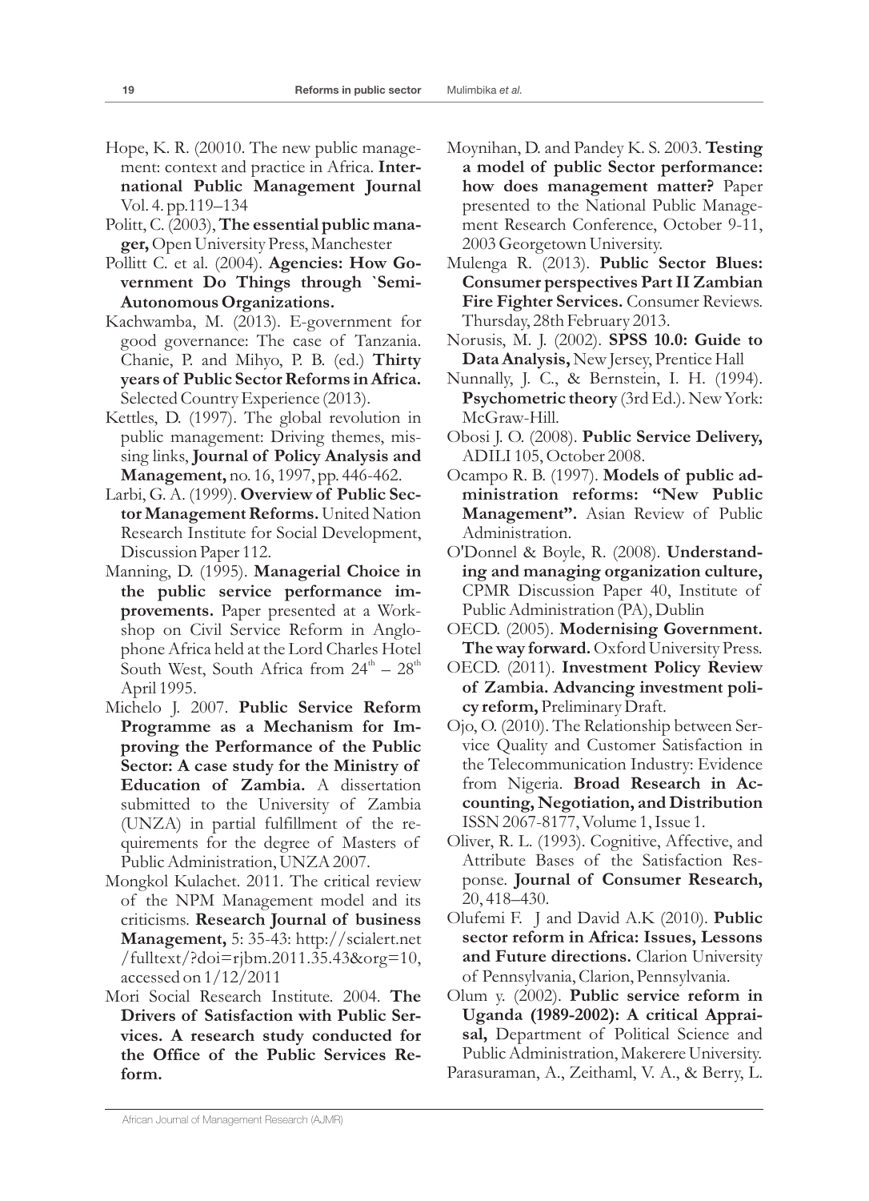Hope, K. R. (20010. The new public management: context and practice in Africa. **International Public Management Journal** Vol. 4. pp.119–134

Politt, C. (2003), **The essential public manager,** Open University Press, Manchester

Pollitt C. et al. (2004). **Agencies: How Government Do Things through `Semi-Autonomous Organizations.**

Kachwamba, M. (2013). E-government for good governance: The case of Tanzania. Chanie, P. and Mihyo, P. B. (ed.) **Thirty years of Public Sector Reforms in Africa.** Selected Country Experience (2013).

Kettles, D. (1997). The global revolution in public management: Driving themes, missing links, **Journal of Policy Analysis and Management,** no. 16, 1997, pp. 446-462.

Larbi, G. A. (1999). **Overview of Public Sector Management Reforms.** United Nation Research Institute for Social Development, Discussion Paper 112.

Manning, D. (1995). **Managerial Choice in the public service performance improvements.** Paper presented at a Workshop on Civil Service Reform in Anglophone Africa held at the Lord Charles Hotel South West, South Africa from 24th – 28th April 1995.

Michelo J. 2007. **Public Service Reform Programme as a Mechanism for Improving the Performance of the Public Sector: A case study for the Ministry of Education of Zambia.** A dissertation submitted to the University of Zambia (UNZA) in partial fulfillment of the requirements for the degree of Masters of Public Administration, UNZA 2007.

Mongkol Kulachet. 2011. The critical review of the NPM Management model and its criticisms. **Research Journal of business Management,** 5: 35-43: http://scialert.net/fulltext/?doi=rjbm.2011.35.43&org=10, accessed on 1/12/2011

Mori Social Research Institute. 2004. **The Drivers of Satisfaction with Public Services. A research study conducted for the Office of the Public Services Reform.**

Moynihan, D. and Pandey K. S. 2003. **Testing a model of public Sector performance: how does management matter?** Paper presented to the National Public Management Research Conference, October 9-11, 2003 Georgetown University.

Mulenga R. (2013). **Public Sector Blues: Consumer perspectives Part II Zambian Fire Fighter Services.** Consumer Reviews. Thursday, 28th February 2013.

Norusis, M. J. (2002). **SPSS 10.0: Guide to Data Analysis,** New Jersey, Prentice Hall

Nunnally, J. C., & Bernstein, I. H. (1994). **Psychometric theory** (3rd Ed.). New York: McGraw-Hill.

Obosi J. O. (2008). **Public Service Delivery,** ADILI 105, October 2008.

Ocampo R. B. (1997). **Models of public administration reforms: "New Public Management".** Asian Review of Public Administration.

O'Donnel & Boyle, R. (2008). **Understanding and managing organization culture,** CPMR Discussion Paper 40, Institute of Public Administration (PA), Dublin

OECD. (2005). **Modernising Government. The way forward.** Oxford University Press.

OECD. (2011). **Investment Policy Review of Zambia. Advancing investment policy reform,** Preliminary Draft.

Ojo, O. (2010). The Relationship between Service Quality and Customer Satisfaction in the Telecommunication Industry: Evidence from Nigeria. **Broad Research in Accounting, Negotiation, and Distribution** ISSN 2067-8177, Volume 1, Issue 1.

Oliver, R. L. (1993). Cognitive, Affective, and Attribute Bases of the Satisfaction Response. **Journal of Consumer Research,** 20, 418–430.

Olufemi F. J and David A.K (2010). **Public sector reform in Africa: Issues, Lessons and Future directions.** Clarion University of Pennsylvania, Clarion, Pennsylvania.

Olum y. (2002). **Public service reform in Uganda (1989-2002): A critical Appraisal,** Department of Political Science and Public Administration, Makerere University.

Parasuraman, A., Zeithaml, V. A., & Berry, L.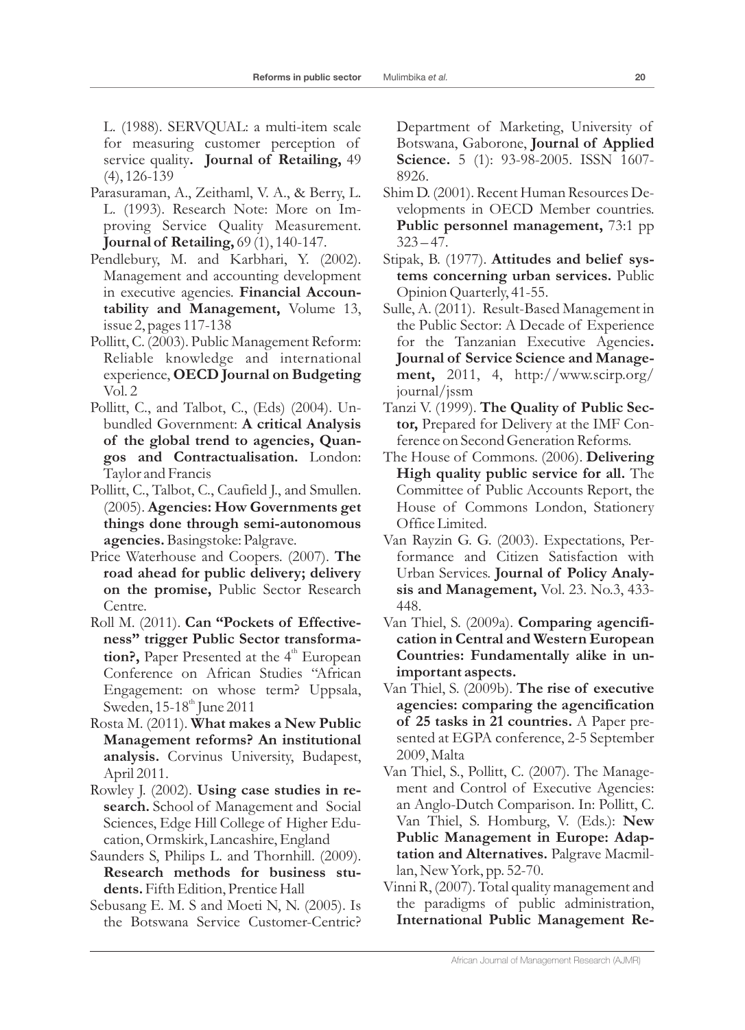L. (1988). SERVQUAL: a multi-item scale for measuring customer perception of service quality**. Journal of Retailing,** 49 (4), 126-139

Parasuraman, A., Zeithaml, V. A., & Berry, L. L. (1993). Research Note: More on Improving Service Quality Measurement. **Journal of Retailing,** 69 (1), 140-147.

Pendlebury, M. and Karbhari, Y. (2002). Management and accounting development in executive agencies. **Financial Accountability and Management,** Volume 13, issue 2, pages 117-138

Pollitt, C. (2003). Public Management Reform: Reliable knowledge and international experience, **OECD Journal on Budgeting** Vol. 2

Pollitt, C., and Talbot, C., (Eds) (2004). Unbundled Government: **A critical Analysis of the global trend to agencies, Quangos and Contractualisation.** London: Taylor and Francis

Pollitt, C., Talbot, C., Caufield J., and Smullen. (2005). **Agencies: How Governments get things done through semi-autonomous agencies.** Basingstoke: Palgrave.

Price Waterhouse and Coopers. (2007). **The road ahead for public delivery; delivery on the promise,** Public Sector Research Centre.

Roll M. (2011). **Can "Pockets of Effectiveness" trigger Public Sector transformation?,** Paper Presented at the 4th European Conference on African Studies "African Engagement: on whose term? Uppsala, Sweden, 15-18th June 2011

Rosta M. (2011). **What makes a New Public Management reforms? An institutional analysis.** Corvinus University, Budapest, April 2011.

Rowley J. (2002). **Using case studies in research.** School of Management and Social Sciences, Edge Hill College of Higher Education, Ormskirk, Lancashire, England

Saunders S, Philips L. and Thornhill. (2009). **Research methods for business students.** Fifth Edition, Prentice Hall

Sebusang E. M. S and Moeti N, N. (2005). Is the Botswana Service Customer-Centric? Department of Marketing, University of Botswana, Gaborone, **Journal of Applied Science.** 5 (1): 93-98-2005. ISSN 1607-8926.

Shim D. (2001). Recent Human Resources Developments in OECD Member countries. **Public personnel management,** 73:1 pp 323 – 47.

Stipak, B. (1977). **Attitudes and belief systems concerning urban services.** Public Opinion Quarterly, 41-55.

Sulle, A. (2011). Result-Based Management in the Public Sector: A Decade of Experience for the Tanzanian Executive Agencies**. Journal of Service Science and Management,** 2011, 4, http://www.scirp.org/journal/jssm

Tanzi V. (1999). **The Quality of Public Sector,** Prepared for Delivery at the IMF Conference on Second Generation Reforms.

The House of Commons. (2006). **Delivering High quality public service for all.** The Committee of Public Accounts Report, the House of Commons London, Stationery Office Limited.

Van Rayzin G. G. (2003). Expectations, Performance and Citizen Satisfaction with Urban Services. **Journal of Policy Analysis and Management,** Vol. 23. No.3, 433-448.

Van Thiel, S. (2009a). **Comparing agencification in Central and Western European Countries: Fundamentally alike in unimportant aspects.**

Van Thiel, S. (2009b). **The rise of executive agencies: comparing the agencification of 25 tasks in 21 countries.** A Paper presented at EGPA conference, 2-5 September 2009, Malta

Van Thiel, S., Pollitt, C. (2007). The Management and Control of Executive Agencies: an Anglo-Dutch Comparison. In: Pollitt, C. Van Thiel, S. Homburg, V. (Eds.): **New Public Management in Europe: Adaptation and Alternatives.** Palgrave Macmillan, New York, pp. 52-70.

Vinni R, (2007). Total quality management and the paradigms of public administration, **International Public Management Re-**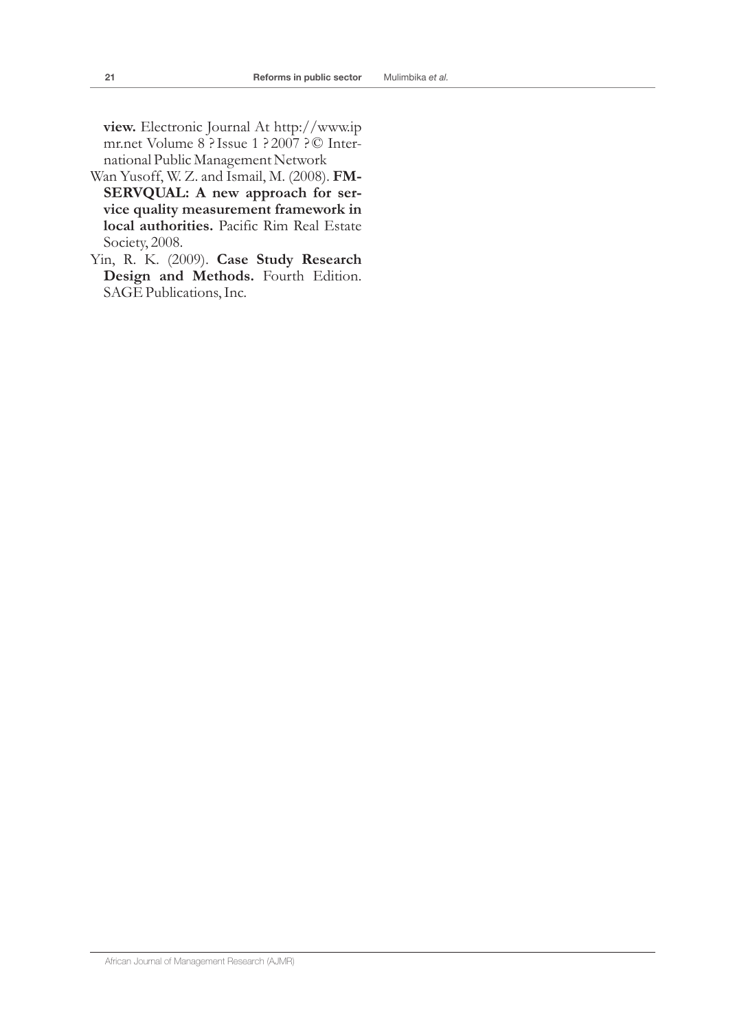**view.** Electronic Journal At http://www.ipmr.net Volume 8 ? Issue 1 ? 2007 ? © International Public Management Network

Wan Yusoff, W. Z. and Ismail, M. (2008). **FM-SERVQUAL: A new approach for service quality measurement framework in local authorities.** Pacific Rim Real Estate Society, 2008.

Yin, R. K. (2009). **Case Study Research Design and Methods.** Fourth Edition. SAGE Publications, Inc.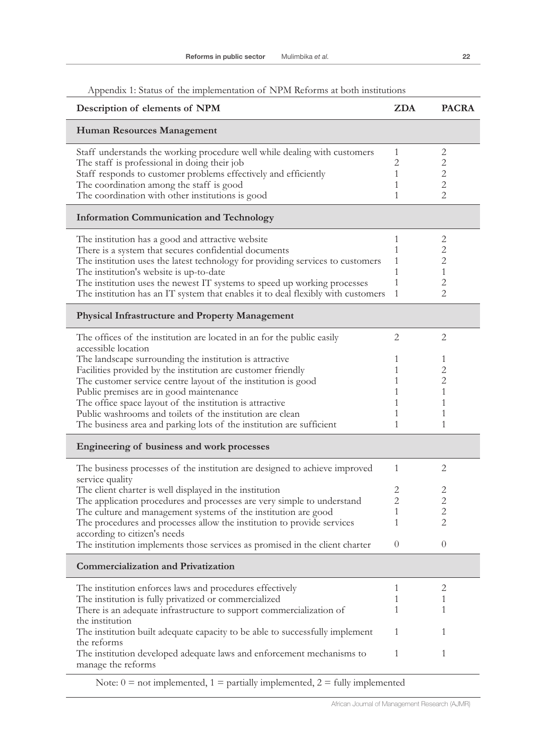Appendix 1: Status of the implementation of NPM Reforms at both institutions

| Description of elements of NPM | ZDA | PACRA |
|---|---|---|
| **Human Resources Management** | | |
| Staff understands the working procedure well while dealing with customers | 1 | 2 |
| The staff is professional in doing their job | 2 | 2 |
| Staff responds to customer problems effectively and efficiently | 1 | 2 |
| The coordination among the staff is good | 1 | 2 |
| The coordination with other institutions is good | 1 | 2 |
| **Information Communication and Technology** | | |
| The institution has a good and attractive website | 1 | 2 |
| There is a system that secures confidential documents | 1 | 2 |
| The institution uses the latest technology for providing services to customers | 1 | 2 |
| The institution's website is up-to-date | 1 | 1 |
| The institution uses the newest IT systems to speed up working processes | 1 | 2 |
| The institution has an IT system that enables it to deal flexibly with customers | 1 | 2 |
| **Physical Infrastructure and Property Management** | | |
| The offices of the institution are located in an for the public easily accessible location | 2 | 2 |
| The landscape surrounding the institution is attractive | 1 | 1 |
| Facilities provided by the institution are customer friendly | 1 | 2 |
| The customer service centre layout of the institution is good | 1 | 2 |
| Public premises are in good maintenance | 1 | 1 |
| The office space layout of the institution is attractive | 1 | 1 |
| Public washrooms and toilets of the institution are clean | 1 | 1 |
| The business area and parking lots of the institution are sufficient | 1 | 1 |
| **Engineering of business and work processes** | | |
| The business processes of the institution are designed to achieve improved service quality | 1 | 2 |
| The client charter is well displayed in the institution | 2 | 2 |
| The application procedures and processes are very simple to understand | 2 | 2 |
| The culture and management systems of the institution are good | 1 | 2 |
| The procedures and processes allow the institution to provide services according to citizen's needs | 1 | 2 |
| The institution implements those services as promised in the client charter | 0 | 0 |
| **Commercialization and Privatization** | | |
| The institution enforces laws and procedures effectively | 1 | 2 |
| The institution is fully privatized or commercialized | 1 | 1 |
| There is an adequate infrastructure to support commercialization of the institution | 1 | 1 |
| The institution built adequate capacity to be able to successfully implement the reforms | 1 | 1 |
| The institution developed adequate laws and enforcement mechanisms to manage the reforms | 1 | 1 |

Note: 0 = not implemented, 1 = partially implemented, 2 = fully implemented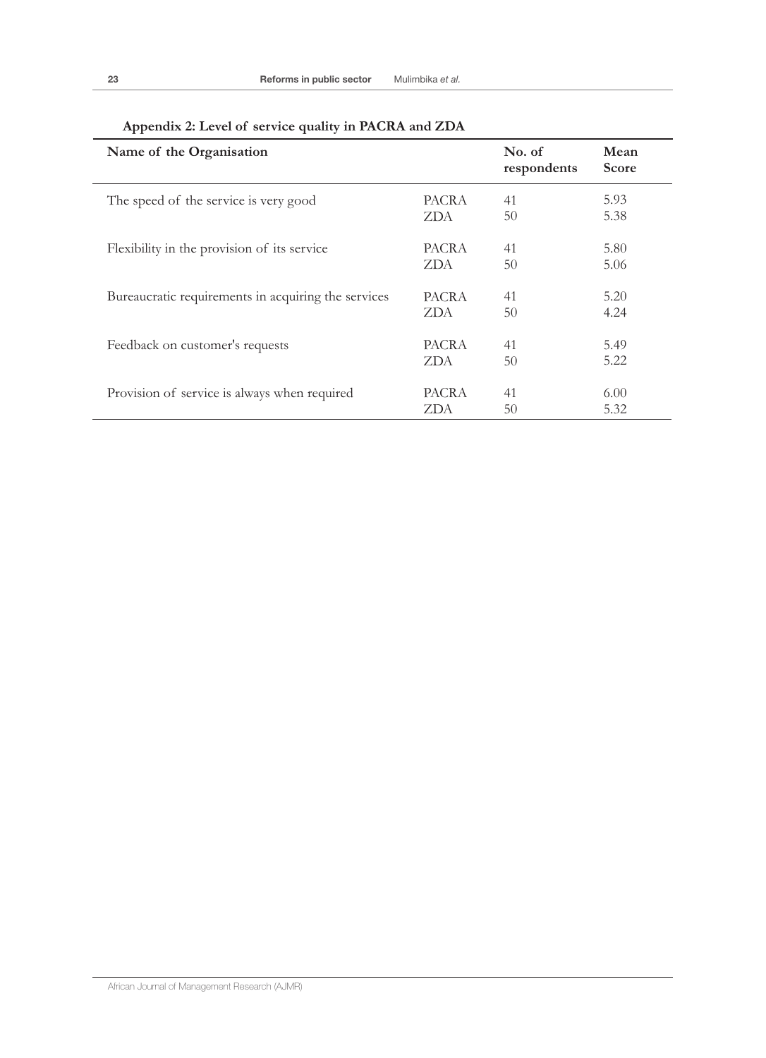**Appendix 2: Level of service quality in PACRA and ZDA**

| Name of the Organisation | | No. of respondents | Mean Score |
|---|---|---|---|
| The speed of the service is very good | PACRA | 41 | 5.93 |
| | ZDA | 50 | 5.38 |
| Flexibility in the provision of its service | PACRA | 41 | 5.80 |
| | ZDA | 50 | 5.06 |
| Bureaucratic requirements in acquiring the services | PACRA | 41 | 5.20 |
| | ZDA | 50 | 4.24 |
| Feedback on customer's requests | PACRA | 41 | 5.49 |
| | ZDA | 50 | 5.22 |
| Provision of service is always when required | PACRA | 41 | 6.00 |
| | ZDA | 50 | 5.32 |